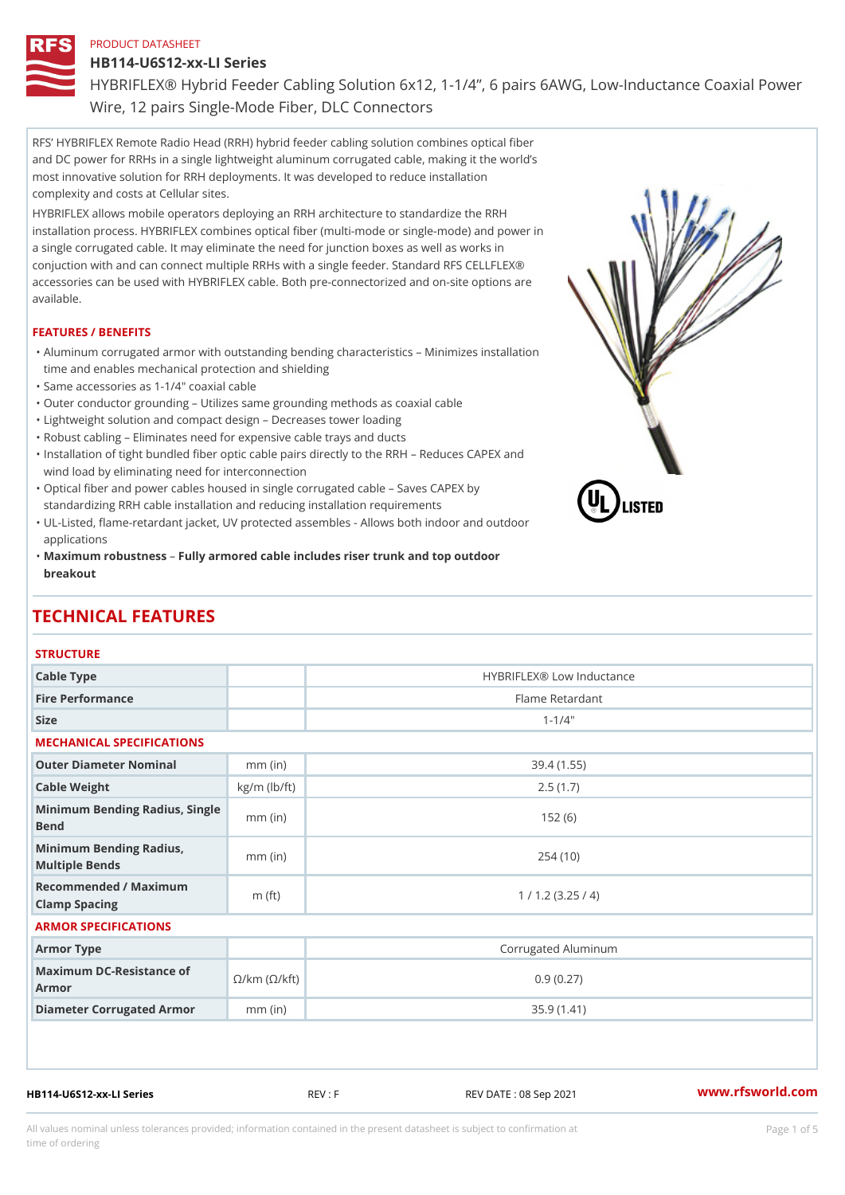PRODUCT DATASHEET

# HB114-U6S12-xx-LI Series

## HYBRIFLEX® Hybrid Feeder Cabling Solution 6x12, 1-1/4”, 6 pairs 6AWG, Low-Inductance Coaxial Power Wire, 12 pairs Single-Mode Fiber, DLC Connectors

RFS’ HYBRIFLEX Remote Radio Head (RRH) hybrid feeder cabling solution combines optical fiber and DC power for RRHs in a single lightweight aluminum corrugated cable, making it the world’s most innovative solution for RRH deployments. It was developed to reduce installation complexity and costs at Cellular sites.

HYBRIFLEX allows mobile operators deploying an RRH architecture to standardize the RRH installation process. HYBRIFLEX combines optical fiber (multi-mode or single-mode) and power in a single corrugated cable. It may eliminate the need for junction boxes as well as works in conjuction with and can connect multiple RRHs with a single feeder. Standard RFS CELLFLEX® accessories can be used with HYBRIFLEX cable. Both pre-connectorized and on-site options are available.

### FEATURES / BENEFITS

- Aluminum corrugated armor with outstanding bending characteristics – Minimizes installation time and enables mechanical protection and shielding
- Same accessories as 1-1/4" coaxial cable
- Outer conductor grounding – Utilizes same grounding methods as coaxial cable
- Lightweight solution and compact design – Decreases tower loading
- Robust cabling – Eliminates need for expensive cable trays and ducts
- Installation of tight bundled fiber optic cable pairs directly to the RRH – Reduces CAPEX and wind load by eliminating need for interconnection
- Optical fiber and power cables housed in single corrugated cable – Saves CAPEX by standardizing RRH cable installation and reducing installation requirements
- UL-Listed, flame-retardant jacket, UV protected assembles - Allows both indoor and outdoor applications
- **Maximum robustness – Fully armored cable includes riser trunk and top outdoor breakout**

## TECHNICAL FEATURES

### STRUCTURE

| | | |
|---|---|---|
| **Cable Type** | | HYBRIFLEX® Low Inductance |
| **Fire Performance** | | Flame Retardant |
| **Size** | | 1-1/4" |

### MECHANICAL SPECIFICATIONS

| | | |
|---|---|---|
| **Outer Diameter Nominal** | mm (in) | 39.4 (1.55) |
| **Cable Weight** | kg/m (lb/ft) | 2.5 (1.7) |
| **Minimum Bending Radius, Single Bend** | mm (in) | 152 (6) |
| **Minimum Bending Radius, Multiple Bends** | mm (in) | 254 (10) |
| **Recommended / Maximum Clamp Spacing** | m (ft) | 1 / 1.2 (3.25 / 4) |

### ARMOR SPECIFICATIONS

| | | |
|---|---|---|
| **Armor Type** | | Corrugated Aluminum |
| **Maximum DC-Resistance of Armor** | Ω/km (Ω/kft) | 0.9 (0.27) |
| **Diameter Corrugated Armor** | mm (in) | 35.9 (1.41) |

All values nominal unless tolerances provided; information contained in the present datasheet is subject to confirmation at time of ordering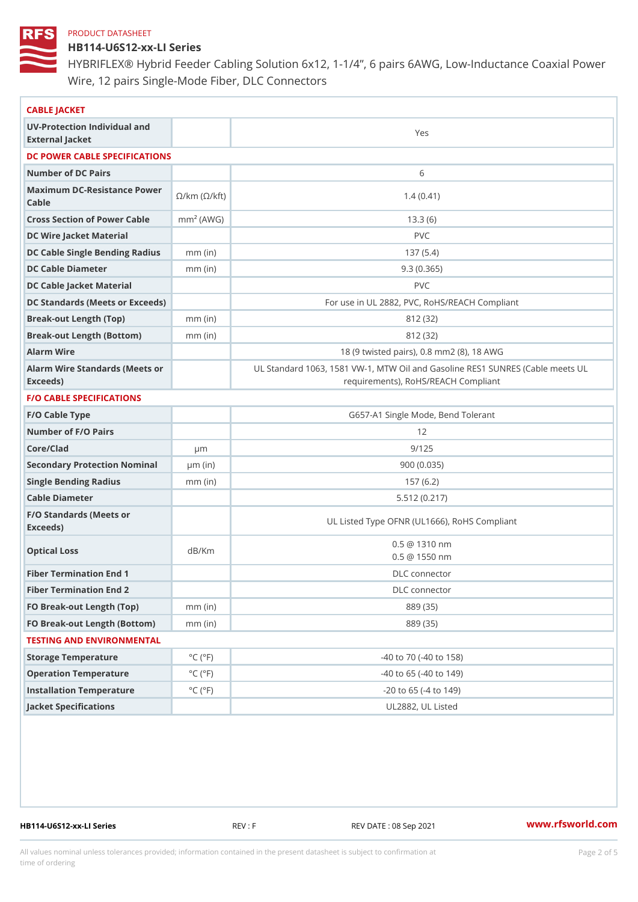PRODUCT DATASHEET

# HB114-U6S12-xx-LI Series

HYBRIFLEX® Hybrid Feeder Cabling Solution 6x12, 1-1/4", 6 pairs 6AWG, Low-Inductance Coaxial Power Wire, 12 pairs Single-Mode Fiber, DLC Connectors

## CABLE JACKET

| | | |
|---|---|---|
| UV-Protection Individual and External Jacket | | Yes |

## DC POWER CABLE SPECIFICATIONS

| | | |
|---|---|---|
| Number of DC Pairs | | 6 |
| Maximum DC-Resistance Power Cable | Ω/km (Ω/kft) | 1.4 (0.41) |
| Cross Section of Power Cable | $mm^2$ (AWG) | 13.3 (6) |
| DC Wire Jacket Material | | PVC |
| DC Cable Single Bending Radius | mm (in) | 137 (5.4) |
| DC Cable Diameter | mm (in) | 9.3 (0.365) |
| DC Cable Jacket Material | | PVC |
| DC Standards (Meets or Exceeds) | | For use in UL 2882, PVC, RoHS/REACH Compliant |
| Break-out Length (Top) | mm (in) | 812 (32) |
| Break-out Length (Bottom) | mm (in) | 812 (32) |
| Alarm Wire | | 18 (9 twisted pairs), 0.8 mm2 (8), 18 AWG |
| Alarm Wire Standards (Meets or Exceeds) | | UL Standard 1063, 1581 VW-1, MTW Oil and Gasoline RES1 SUNRES (Cable meets UL requirements), RoHS/REACH Compliant |

## F/O CABLE SPECIFICATIONS

| | | |
|---|---|---|
| F/O Cable Type | | G657-A1 Single Mode, Bend Tolerant |
| Number of F/O Pairs | | 12 |
| Core/Clad | μm | 9/125 |
| Secondary Protection Nominal | μm (in) | 900 (0.035) |
| Single Bending Radius | mm (in) | 157 (6.2) |
| Cable Diameter | | 5.512 (0.217) |
| F/O Standards (Meets or Exceeds) | | UL Listed Type OFNR (UL1666), RoHS Compliant |
| Optical Loss | dB/Km | 0.5 @ 1310 nm<br>0.5 @ 1550 nm |
| Fiber Termination End 1 | | DLC connector |
| Fiber Termination End 2 | | DLC connector |
| FO Break-out Length (Top) | mm (in) | 889 (35) |
| FO Break-out Length (Bottom) | mm (in) | 889 (35) |

## TESTING AND ENVIRONMENTAL

| | | |
|---|---|---|
| Storage Temperature | °C (°F) | -40 to 70 (-40 to 158) |
| Operation Temperature | °C (°F) | -40 to 65 (-40 to 149) |
| Installation Temperature | °C (°F) | -20 to 65 (-4 to 149) |
| Jacket Specifications | | UL2882, UL Listed |

HB114-U6S12-xx-LI Series REV : F REV DATE : 08 Sep 2021 www.rfsworld.com

All values nominal unless tolerances provided; information contained in the present datasheet is subject to confirmation at time of ordering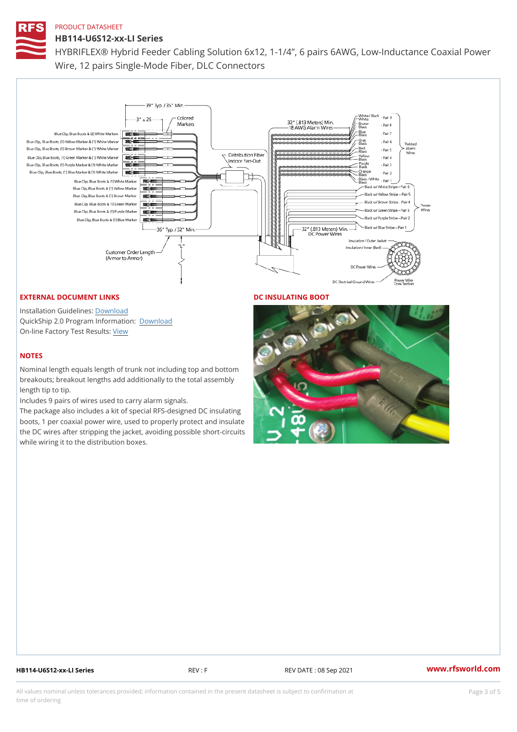PRODUCT DATASHEET

## HB114-U6S12-xx-LI Series

HYBRIFLEX® Hybrid Feeder Cabling Solution 6x12, 1-1/4", 6 pairs 6AWG, Low-Inductance Coaxial Power Wire, 12 pairs Single-Mode Fiber, DLC Connectors

### EXTERNAL DOCUMENT LINKS

Installation Guidelines: Download

QuickShip 2.0 Program Information: Download

On-line Factory Test Results: View

### NOTES

Nominal length equals length of trunk not including top and bottom breakouts; breakout lengths add additionally to the total assembly length tip to tip.

Includes 9 pairs of wires used to carry alarm signals.

The package also includes a kit of special RFS-designed DC insulating boots, 1 per coaxial power wire, used to properly protect and insulate the DC wires after stripping the jacket, avoiding possible short-circuits while wiring it to the distribution boxes.

### DC INSULATING BOOT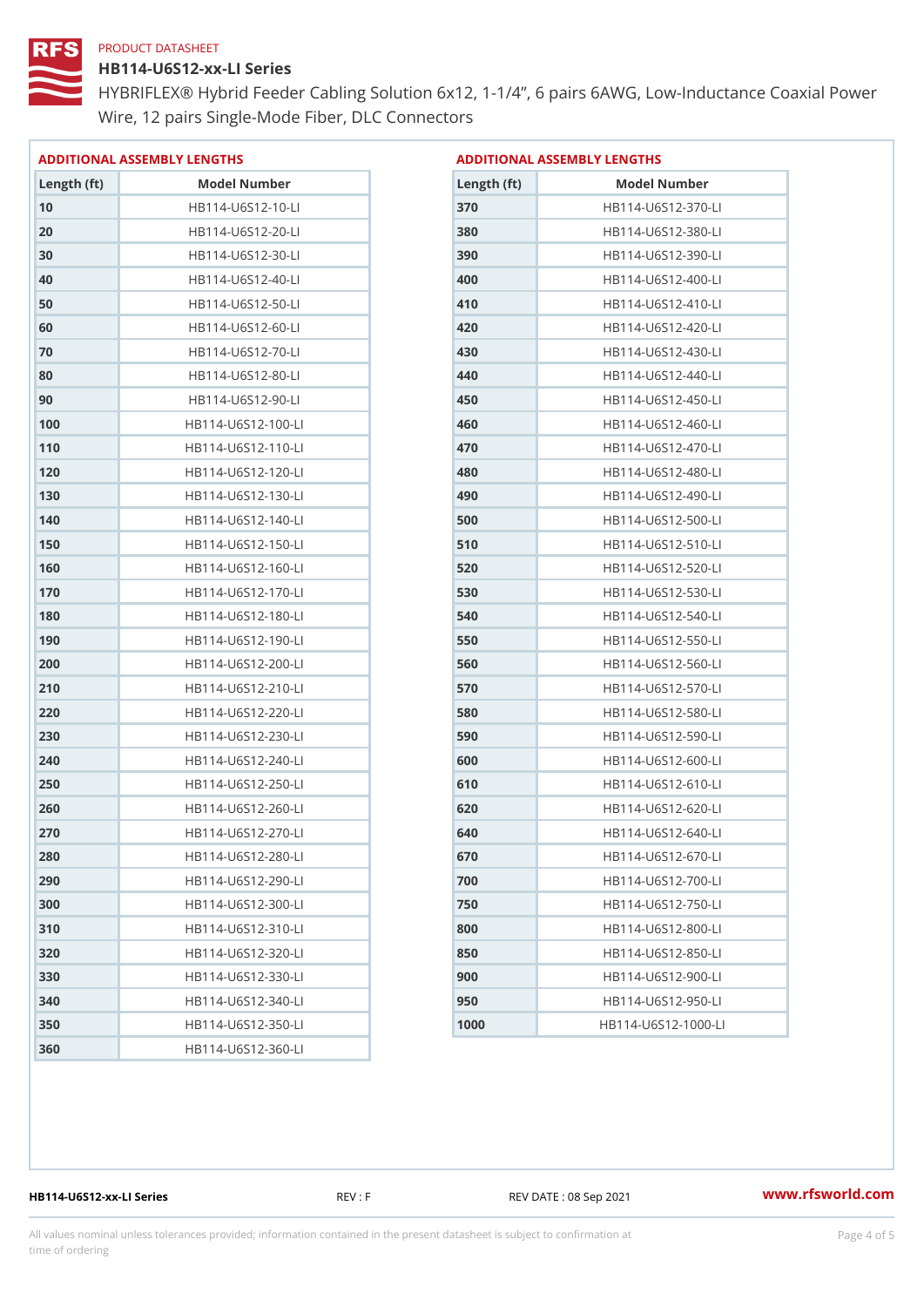PRODUCT DATASHEET

# HB114-U6S12-xx-LI Series

HYBRIFLEX® Hybrid Feeder Cabling Solution 6x12, 1-1/4", 6 pairs 6AWG, Low-Inductance Coaxial Power Wire, 12 pairs Single-Mode Fiber, DLC Connectors

## ADDITIONAL ASSEMBLY LENGTHS

| Length (ft) | Model Number |
|---|---|
| 10 | HB114-U6S12-10-LI |
| 20 | HB114-U6S12-20-LI |
| 30 | HB114-U6S12-30-LI |
| 40 | HB114-U6S12-40-LI |
| 50 | HB114-U6S12-50-LI |
| 60 | HB114-U6S12-60-LI |
| 70 | HB114-U6S12-70-LI |
| 80 | HB114-U6S12-80-LI |
| 90 | HB114-U6S12-90-LI |
| 100 | HB114-U6S12-100-LI |
| 110 | HB114-U6S12-110-LI |
| 120 | HB114-U6S12-120-LI |
| 130 | HB114-U6S12-130-LI |
| 140 | HB114-U6S12-140-LI |
| 150 | HB114-U6S12-150-LI |
| 160 | HB114-U6S12-160-LI |
| 170 | HB114-U6S12-170-LI |
| 180 | HB114-U6S12-180-LI |
| 190 | HB114-U6S12-190-LI |
| 200 | HB114-U6S12-200-LI |
| 210 | HB114-U6S12-210-LI |
| 220 | HB114-U6S12-220-LI |
| 230 | HB114-U6S12-230-LI |
| 240 | HB114-U6S12-240-LI |
| 250 | HB114-U6S12-250-LI |
| 260 | HB114-U6S12-260-LI |
| 270 | HB114-U6S12-270-LI |
| 280 | HB114-U6S12-280-LI |
| 290 | HB114-U6S12-290-LI |
| 300 | HB114-U6S12-300-LI |
| 310 | HB114-U6S12-310-LI |
| 320 | HB114-U6S12-320-LI |
| 330 | HB114-U6S12-330-LI |
| 340 | HB114-U6S12-340-LI |
| 350 | HB114-U6S12-350-LI |
| 360 | HB114-U6S12-360-LI |

## ADDITIONAL ASSEMBLY LENGTHS

| Length (ft) | Model Number |
|---|---|
| 370 | HB114-U6S12-370-LI |
| 380 | HB114-U6S12-380-LI |
| 390 | HB114-U6S12-390-LI |
| 400 | HB114-U6S12-400-LI |
| 410 | HB114-U6S12-410-LI |
| 420 | HB114-U6S12-420-LI |
| 430 | HB114-U6S12-430-LI |
| 440 | HB114-U6S12-440-LI |
| 450 | HB114-U6S12-450-LI |
| 460 | HB114-U6S12-460-LI |
| 470 | HB114-U6S12-470-LI |
| 480 | HB114-U6S12-480-LI |
| 490 | HB114-U6S12-490-LI |
| 500 | HB114-U6S12-500-LI |
| 510 | HB114-U6S12-510-LI |
| 520 | HB114-U6S12-520-LI |
| 530 | HB114-U6S12-530-LI |
| 540 | HB114-U6S12-540-LI |
| 550 | HB114-U6S12-550-LI |
| 560 | HB114-U6S12-560-LI |
| 570 | HB114-U6S12-570-LI |
| 580 | HB114-U6S12-580-LI |
| 590 | HB114-U6S12-590-LI |
| 600 | HB114-U6S12-600-LI |
| 610 | HB114-U6S12-610-LI |
| 620 | HB114-U6S12-620-LI |
| 640 | HB114-U6S12-640-LI |
| 670 | HB114-U6S12-670-LI |
| 700 | HB114-U6S12-700-LI |
| 750 | HB114-U6S12-750-LI |
| 800 | HB114-U6S12-800-LI |
| 850 | HB114-U6S12-850-LI |
| 900 | HB114-U6S12-900-LI |
| 950 | HB114-U6S12-950-LI |
| 1000 | HB114-U6S12-1000-LI |

HB114-U6S12-xx-LI Series REV : F REV DATE : 08 Sep 2021 www.rfsworld.com

All values nominal unless tolerances provided; information contained in the present datasheet is subject to confirmation at time of ordering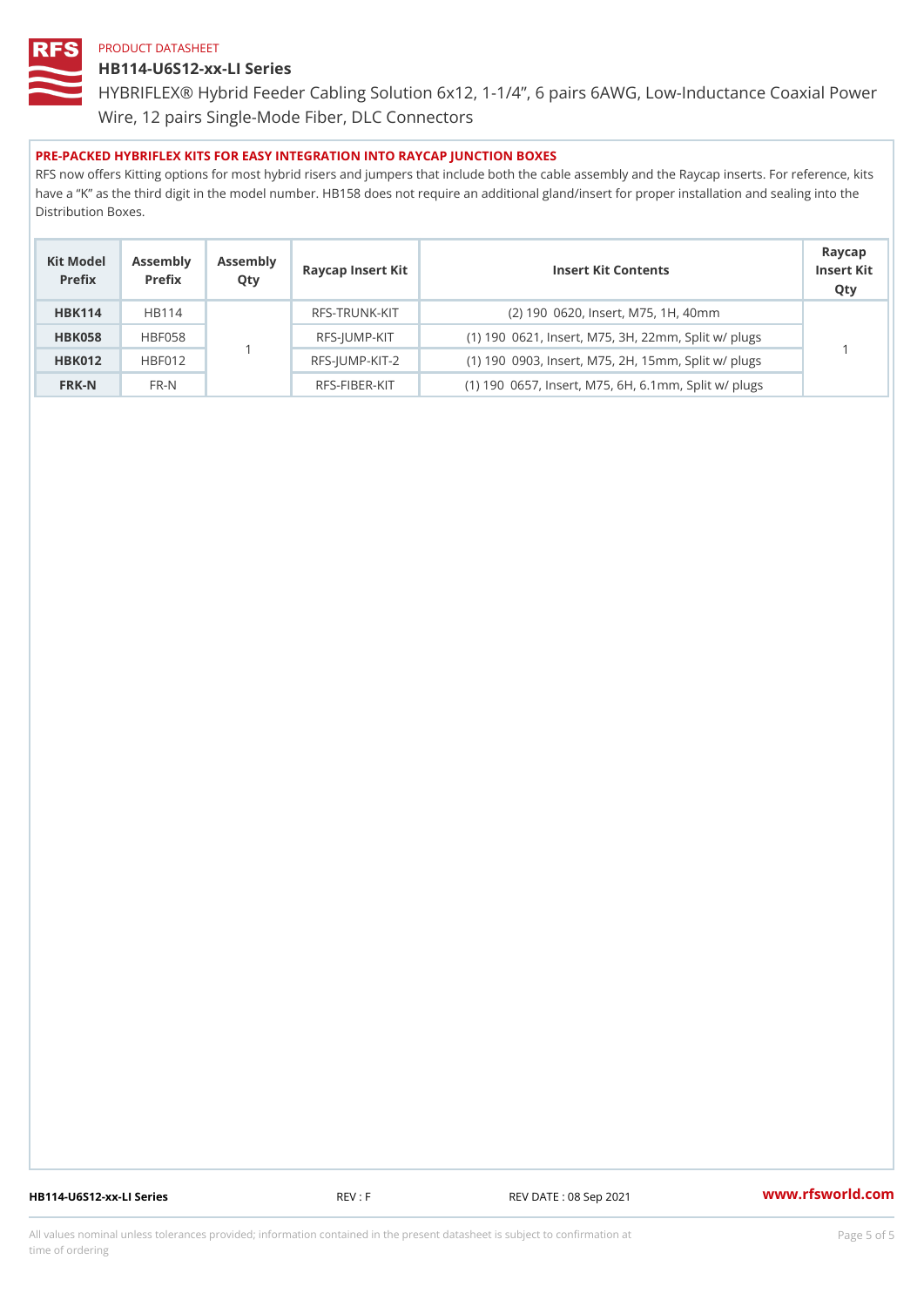PRODUCT DATASHEET

# HB114-U6S12-xx-LI Series

HYBRIFLEX® Hybrid Feeder Cabling Solution 6x12, 1-1/4", 6 pairs 6AWG, Low-Inductance Coaxial Power Wire, 12 pairs Single-Mode Fiber, DLC Connectors

## PRE-PACKED HYBRIFLEX KITS FOR EASY INTEGRATION INTO RAYCAP JUNCTION BOXES

RFS now offers Kitting options for most hybrid risers and jumpers that include both the cable assembly and the Raycap inserts. For reference, kits have a "K" as the third digit in the model number. HB158 does not require an additional gland/insert for proper installation and sealing into the Distribution Boxes.

| Kit Model Prefix | Assembly Prefix | Assembly Qty | Raycap Insert Kit | Insert Kit Contents | Raycap Insert Kit Qty |
|---|---|---|---|---|---|
| **HBK114** | HB114 | 1 | RFS-TRUNK-KIT | (2) 190_0620, Insert, M75, 1H, 40mm | 1 |
| **HBK058** | HBF058 | | RFS-JUMP-KIT | (1) 190_0621, Insert, M75, 3H, 22mm, Split w/ plugs | |
| **HBK012** | HBF012 | | RFS-JUMP-KIT-2 | (1) 190_0903, Insert, M75, 2H, 15mm, Split w/ plugs | |
| **FRK-N** | FR-N | | RFS-FIBER-KIT | (1) 190_0657, Insert, M75, 6H, 6.1mm, Split w/ plugs | |

HB114-U6S12-xx-LI Series REV : F REV DATE : 08 Sep 2021 www.rfsworld.com

All values nominal unless tolerances provided; information contained in the present datasheet is subject to confirmation at time of ordering